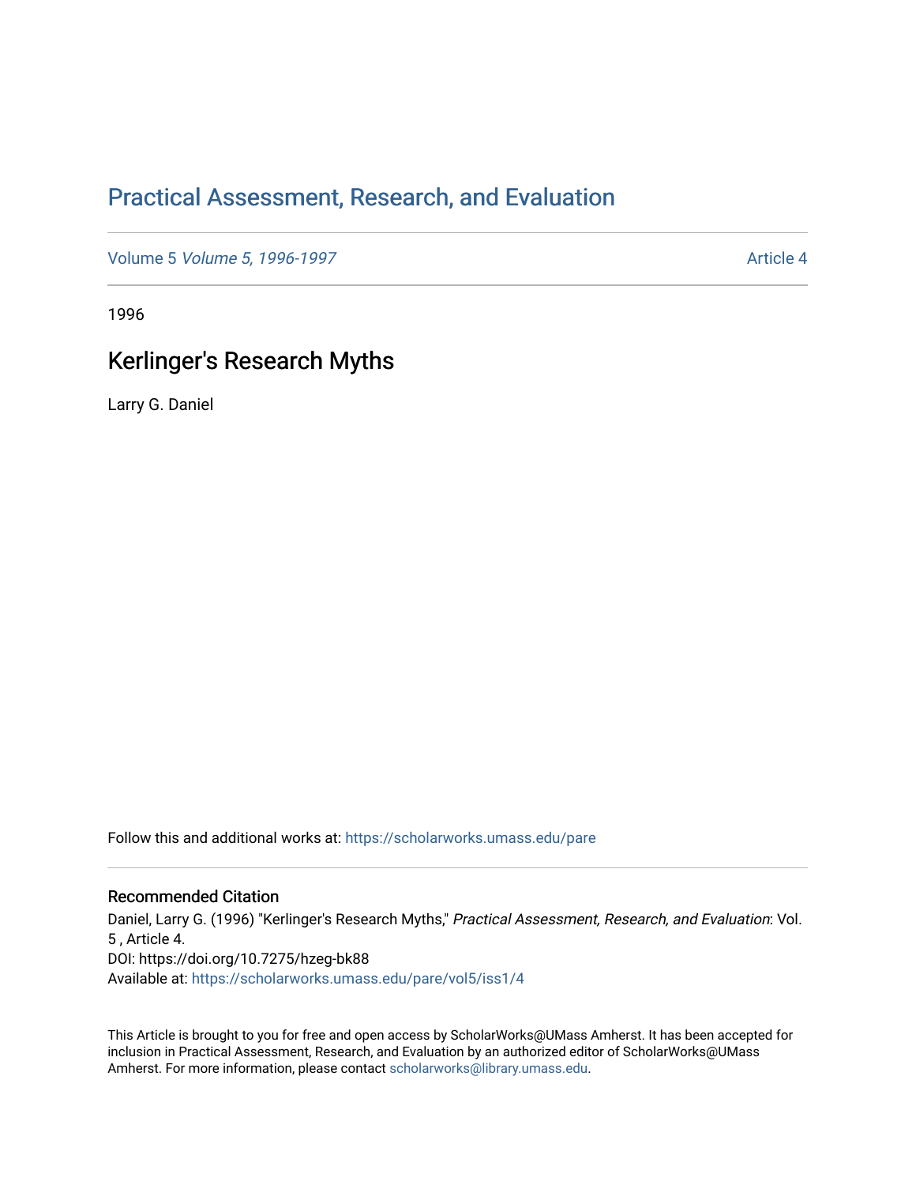# Practical Assessment, Research, and Evaluation

Volume 5 *Volume 5, 1996-1997* Article 4

1996

## Kerlinger's Research Myths

Larry G. Daniel

Follow this and additional works at: https://scholarworks.umass.edu/pare

### Recommended Citation

Daniel, Larry G. (1996) "Kerlinger's Research Myths," *Practical Assessment, Research, and Evaluation*: Vol. 5 , Article 4.
DOI: https://doi.org/10.7275/hzeg-bk88
Available at: https://scholarworks.umass.edu/pare/vol5/iss1/4

This Article is brought to you for free and open access by ScholarWorks@UMass Amherst. It has been accepted for inclusion in Practical Assessment, Research, and Evaluation by an authorized editor of ScholarWorks@UMass Amherst. For more information, please contact scholarworks@library.umass.edu.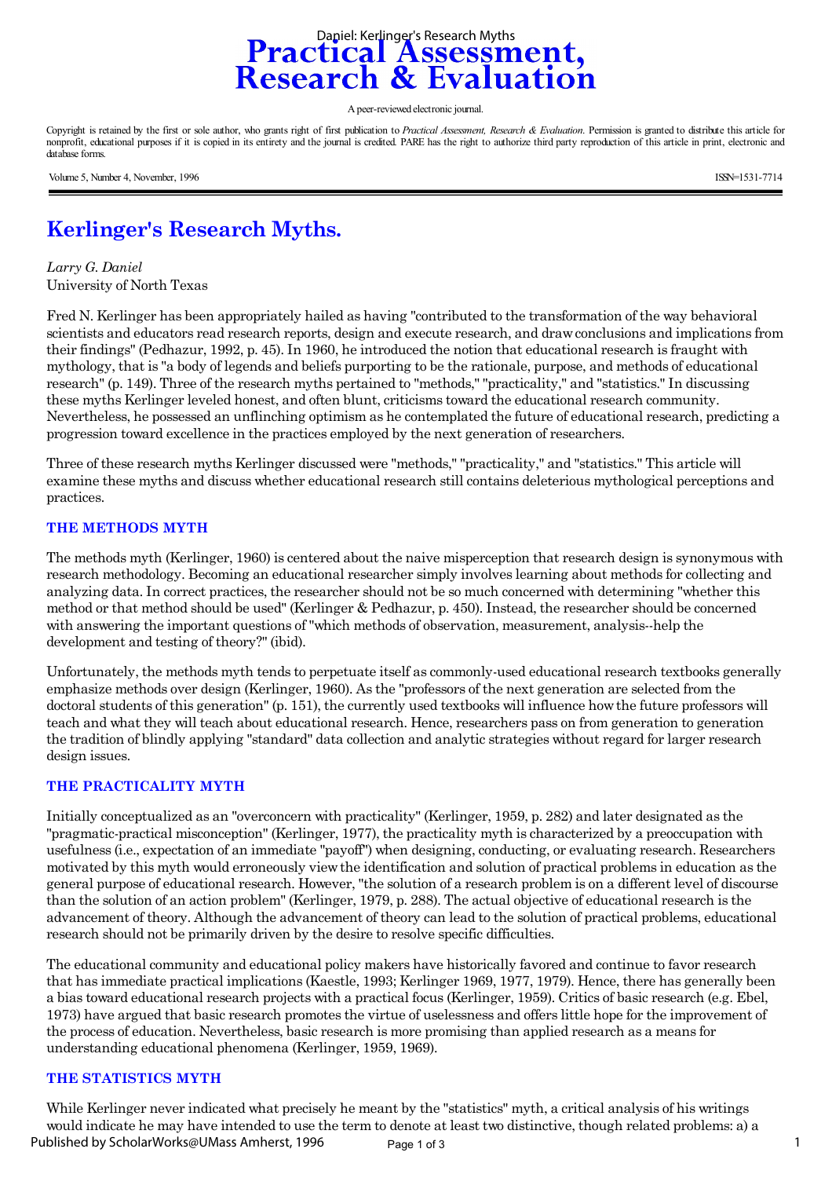# Practical Assessment, Research & Evaluation

A peer-reviewed electronic journal.

Copyright is retained by the first or sole author, who grants right of first publication to *Practical Assessment, Research & Evaluation*. Permission is granted to distribute this article for nonprofit, educational purposes if it is copied in its entirety and the journal is credited. PARE has the right to authorize third party reproduction of this article in print, electronic and database forms.

Volume 5, Number 4, November, 1996 ISSN=1531-7714

## Kerlinger's Research Myths.

*Larry G. Daniel*
University of North Texas

Fred N. Kerlinger has been appropriately hailed as having "contributed to the transformation of the way behavioral scientists and educators read research reports, design and execute research, and draw conclusions and implications from their findings" (Pedhazur, 1992, p. 45). In 1960, he introduced the notion that educational research is fraught with mythology, that is "a body of legends and beliefs purporting to be the rationale, purpose, and methods of educational research" (p. 149). Three of the research myths pertained to "methods," "practicality," and "statistics." In discussing these myths Kerlinger leveled honest, and often blunt, criticisms toward the educational research community. Nevertheless, he possessed an unflinching optimism as he contemplated the future of educational research, predicting a progression toward excellence in the practices employed by the next generation of researchers.

Three of these research myths Kerlinger discussed were "methods," "practicality," and "statistics." This article will examine these myths and discuss whether educational research still contains deleterious mythological perceptions and practices.

### THE METHODS MYTH

The methods myth (Kerlinger, 1960) is centered about the naive misperception that research design is synonymous with research methodology. Becoming an educational researcher simply involves learning about methods for collecting and analyzing data. In correct practices, the researcher should not be so much concerned with determining "whether this method or that method should be used" (Kerlinger & Pedhazur, p. 450). Instead, the researcher should be concerned with answering the important questions of "which methods of observation, measurement, analysis--help the development and testing of theory?" (ibid).

Unfortunately, the methods myth tends to perpetuate itself as commonly-used educational research textbooks generally emphasize methods over design (Kerlinger, 1960). As the "professors of the next generation are selected from the doctoral students of this generation" (p. 151), the currently used textbooks will influence how the future professors will teach and what they will teach about educational research. Hence, researchers pass on from generation to generation the tradition of blindly applying "standard" data collection and analytic strategies without regard for larger research design issues.

### THE PRACTICALITY MYTH

Initially conceptualized as an "overconcern with practicality" (Kerlinger, 1959, p. 282) and later designated as the "pragmatic-practical misconception" (Kerlinger, 1977), the practicality myth is characterized by a preoccupation with usefulness (i.e., expectation of an immediate "payoff") when designing, conducting, or evaluating research. Researchers motivated by this myth would erroneously view the identification and solution of practical problems in education as the general purpose of educational research. However, "the solution of a research problem is on a different level of discourse than the solution of an action problem" (Kerlinger, 1979, p. 288). The actual objective of educational research is the advancement of theory. Although the advancement of theory can lead to the solution of practical problems, educational research should not be primarily driven by the desire to resolve specific difficulties.

The educational community and educational policy makers have historically favored and continue to favor research that has immediate practical implications (Kaestle, 1993; Kerlinger 1969, 1977, 1979). Hence, there has generally been a bias toward educational research projects with a practical focus (Kerlinger, 1959). Critics of basic research (e.g. Ebel, 1973) have argued that basic research promotes the virtue of uselessness and offers little hope for the improvement of the process of education. Nevertheless, basic research is more promising than applied research as a means for understanding educational phenomena (Kerlinger, 1959, 1969).

### THE STATISTICS MYTH

While Kerlinger never indicated what precisely he meant by the "statistics" myth, a critical analysis of his writings would indicate he may have intended to use the term to denote at least two distinctive, though related problems: a)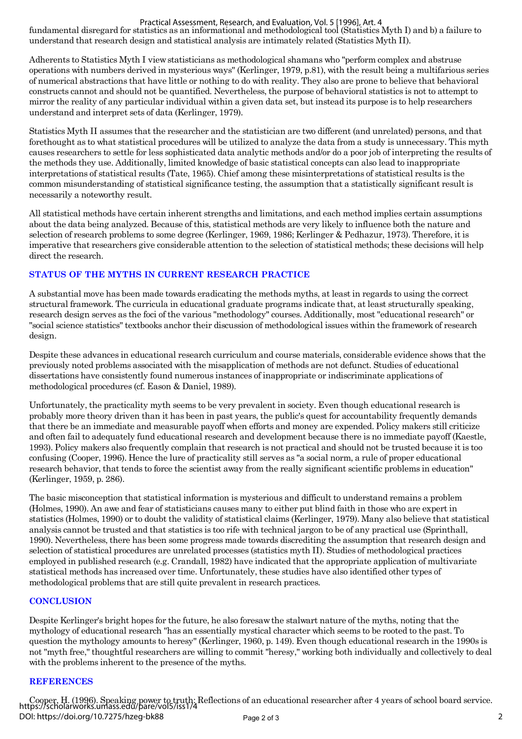fundamental disregard for statistics as an informational and methodological tool (Statistics Myth I) and b) a failure to understand that research design and statistical analysis are intimately related (Statistics Myth II).

Adherents to Statistics Myth I view statisticians as methodological shamans who "perform complex and abstruse operations with numbers derived in mysterious ways" (Kerlinger, 1979, p.81), with the result being a multifarious series of numerical abstractions that have little or nothing to do with reality. They also are prone to believe that behavioral constructs cannot and should not be quantified. Nevertheless, the purpose of behavioral statistics is not to attempt to mirror the reality of any particular individual within a given data set, but instead its purpose is to help researchers understand and interpret sets of data (Kerlinger, 1979).

Statistics Myth II assumes that the researcher and the statistician are two different (and unrelated) persons, and that forethought as to what statistical procedures will be utilized to analyze the data from a study is unnecessary. This myth causes researchers to settle for less sophisticated data analytic methods and/or do a poor job of interpreting the results of the methods they use. Additionally, limited knowledge of basic statistical concepts can also lead to inappropriate interpretations of statistical results (Tate, 1965). Chief among these misinterpretations of statistical results is the common misunderstanding of statistical significance testing, the assumption that a statistically significant result is necessarily a noteworthy result.

All statistical methods have certain inherent strengths and limitations, and each method implies certain assumptions about the data being analyzed. Because of this, statistical methods are very likely to influence both the nature and selection of research problems to some degree (Kerlinger, 1969, 1986; Kerlinger & Pedhazur, 1973). Therefore, it is imperative that researchers give considerable attention to the selection of statistical methods; these decisions will help direct the research.

## STATUS OF THE MYTHS IN CURRENT RESEARCH PRACTICE

A substantial move has been made towards eradicating the methods myths, at least in regards to using the correct structural framework. The curricula in educational graduate programs indicate that, at least structurally speaking, research design serves as the foci of the various "methodology" courses. Additionally, most "educational research" or "social science statistics" textbooks anchor their discussion of methodological issues within the framework of research design.

Despite these advances in educational research curriculum and course materials, considerable evidence shows that the previously noted problems associated with the misapplication of methods are not defunct. Studies of educational dissertations have consistently found numerous instances of inappropriate or indiscriminate applications of methodological procedures (cf. Eason & Daniel, 1989).

Unfortunately, the practicality myth seems to be very prevalent in society. Even though educational research is probably more theory driven than it has been in past years, the public's quest for accountability frequently demands that there be an immediate and measurable payoff when efforts and money are expended. Policy makers still criticize and often fail to adequately fund educational research and development because there is no immediate payoff (Kaestle, 1993). Policy makers also frequently complain that research is not practical and should not be trusted because it is too confusing (Cooper, 1996). Hence the lure of practicality still serves as "a social norm, a rule of proper educational research behavior, that tends to force the scientist away from the really significant scientific problems in education" (Kerlinger, 1959, p. 286).

The basic misconception that statistical information is mysterious and difficult to understand remains a problem (Holmes, 1990). An awe and fear of statisticians causes many to either put blind faith in those who are expert in statistics (Holmes, 1990) or to doubt the validity of statistical claims (Kerlinger, 1979). Many also believe that statistical analysis cannot be trusted and that statistics is too rife with technical jargon to be of any practical use (Sprinthall, 1990). Nevertheless, there has been some progress made towards discrediting the assumption that research design and selection of statistical procedures are unrelated processes (statistics myth II). Studies of methodological practices employed in published research (e.g. Crandall, 1982) have indicated that the appropriate application of multivariate statistical methods has increased over time. Unfortunately, these studies have also identified other types of methodological problems that are still quite prevalent in research practices.

## CONCLUSION

Despite Kerlinger's bright hopes for the future, he also foresaw the stalwart nature of the myths, noting that the mythology of educational research "has an essentially mystical character which seems to be rooted to the past. To question the mythology amounts to heresy" (Kerlinger, 1960, p. 149). Even though educational research in the 1990s is not "myth free," thoughtful researchers are willing to commit "heresy," working both individually and collectively to deal with the problems inherent to the presence of the myths.

## REFERENCES

Cooper, H. (1996). Speaking power to truth: Reflections of an educational researcher after 4 years of school board service.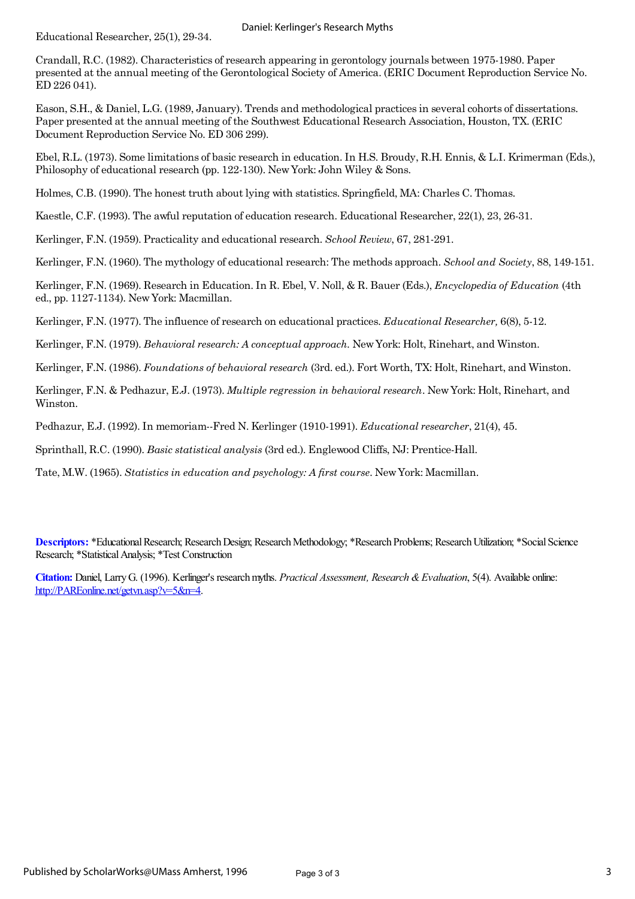Educational Researcher, 25(1), 29-34.

Crandall, R.C. (1982). Characteristics of research appearing in gerontology journals between 1975-1980. Paper presented at the annual meeting of the Gerontological Society of America. (ERIC Document Reproduction Service No. ED 226 041).

Eason, S.H., & Daniel, L.G. (1989, January). Trends and methodological practices in several cohorts of dissertations. Paper presented at the annual meeting of the Southwest Educational Research Association, Houston, TX. (ERIC Document Reproduction Service No. ED 306 299).

Ebel, R.L. (1973). Some limitations of basic research in education. In H.S. Broudy, R.H. Ennis, & L.I. Krimerman (Eds.), Philosophy of educational research (pp. 122-130). New York: John Wiley & Sons.

Holmes, C.B. (1990). The honest truth about lying with statistics. Springfield, MA: Charles C. Thomas.

Kaestle, C.F. (1993). The awful reputation of education research. Educational Researcher, 22(1), 23, 26-31.

Kerlinger, F.N. (1959). Practicality and educational research. *School Review*, 67, 281-291.

Kerlinger, F.N. (1960). The mythology of educational research: The methods approach. *School and Society*, 88, 149-151.

Kerlinger, F.N. (1969). Research in Education. In R. Ebel, V. Noll, & R. Bauer (Eds.), *Encyclopedia of Education* (4th ed., pp. 1127-1134). New York: Macmillan.

Kerlinger, F.N. (1977). The influence of research on educational practices. *Educational Researcher,* 6(8), 5-12.

Kerlinger, F.N. (1979). *Behavioral research: A conceptual approach.* New York: Holt, Rinehart, and Winston.

Kerlinger, F.N. (1986). *Foundations of behavioral research* (3rd. ed.). Fort Worth, TX: Holt, Rinehart, and Winston.

Kerlinger, F.N. & Pedhazur, E.J. (1973). *Multiple regression in behavioral research*. New York: Holt, Rinehart, and Winston.

Pedhazur, E.J. (1992). In memoriam--Fred N. Kerlinger (1910-1991). *Educational researcher*, 21(4), 45.

Sprinthall, R.C. (1990). *Basic statistical analysis* (3rd ed.). Englewood Cliffs, NJ: Prentice-Hall.

Tate, M.W. (1965). *Statistics in education and psychology: A first course*. New York: Macmillan.

**Descriptors:** *Educational Research; Research Design; Research Methodology; *Research Problems; Research Utilization; *Social Science Research; *Statistical Analysis; *Test Construction

**Citation:** Daniel, Larry G. (1996). Kerlinger's research myths. *Practical Assessment, Research & Evaluation*, 5(4). Available online: http://PAREonline.net/getvn.asp?v=5&n=4.